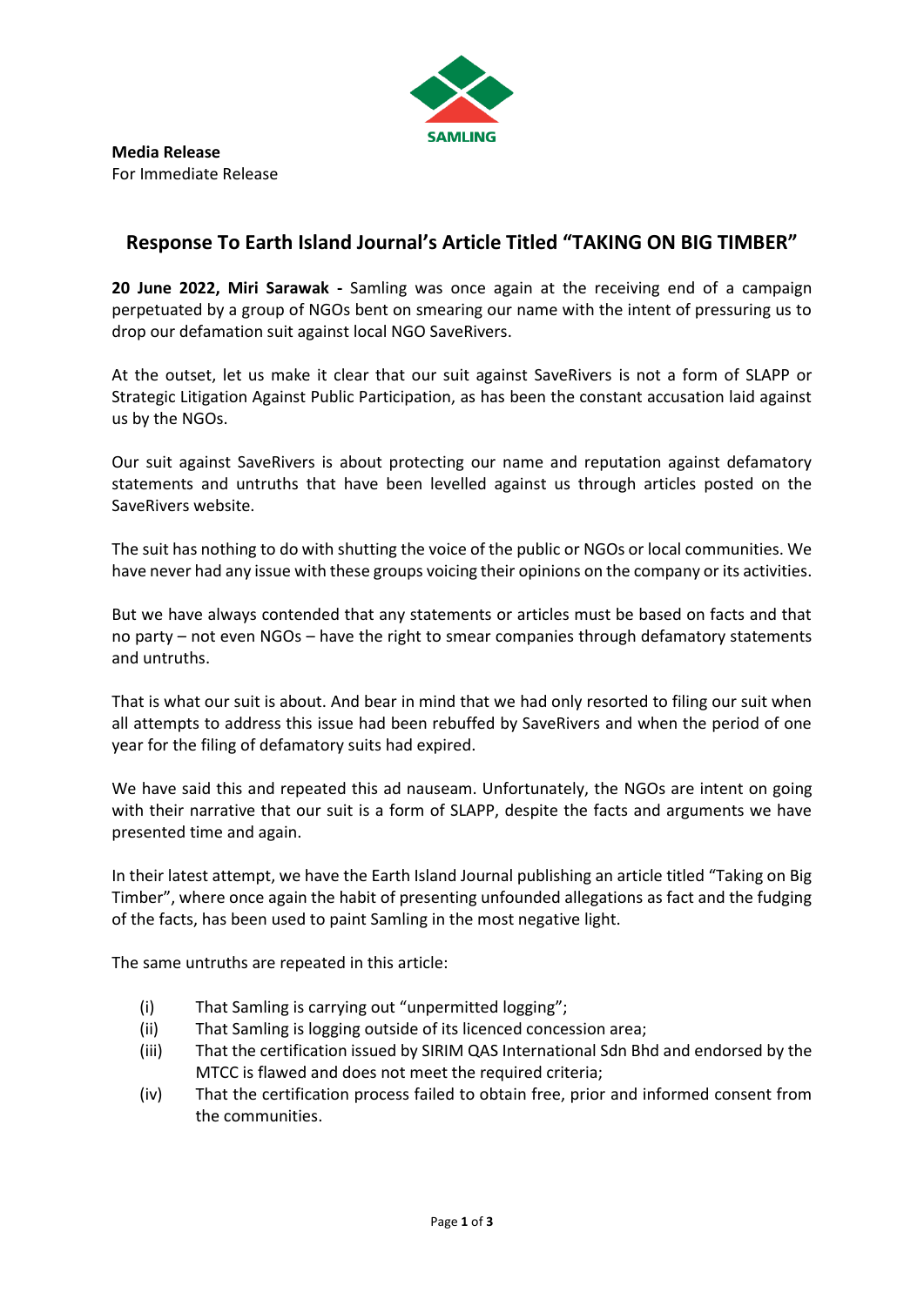SAMLING

**Media Release**
For Immediate Release

## Response To Earth Island Journal's Article Titled "TAKING ON BIG TIMBER"

**20 June 2022, Miri Sarawak -** Samling was once again at the receiving end of a campaign perpetuated by a group of NGOs bent on smearing our name with the intent of pressuring us to drop our defamation suit against local NGO SaveRivers.

At the outset, let us make it clear that our suit against SaveRivers is not a form of SLAPP or Strategic Litigation Against Public Participation, as has been the constant accusation laid against us by the NGOs.

Our suit against SaveRivers is about protecting our name and reputation against defamatory statements and untruths that have been levelled against us through articles posted on the SaveRivers website.

The suit has nothing to do with shutting the voice of the public or NGOs or local communities. We have never had any issue with these groups voicing their opinions on the company or its activities.

But we have always contended that any statements or articles must be based on facts and that no party – not even NGOs – have the right to smear companies through defamatory statements and untruths.

That is what our suit is about. And bear in mind that we had only resorted to filing our suit when all attempts to address this issue had been rebuffed by SaveRivers and when the period of one year for the filing of defamatory suits had expired.

We have said this and repeated this ad nauseam. Unfortunately, the NGOs are intent on going with their narrative that our suit is a form of SLAPP, despite the facts and arguments we have presented time and again.

In their latest attempt, we have the Earth Island Journal publishing an article titled "Taking on Big Timber", where once again the habit of presenting unfounded allegations as fact and the fudging of the facts, has been used to paint Samling in the most negative light.

The same untruths are repeated in this article:

(i) That Samling is carrying out "unpermitted logging";
(ii) That Samling is logging outside of its licenced concession area;
(iii) That the certification issued by SIRIM QAS International Sdn Bhd and endorsed by the MTCC is flawed and does not meet the required criteria;
(iv) That the certification process failed to obtain free, prior and informed consent from the communities.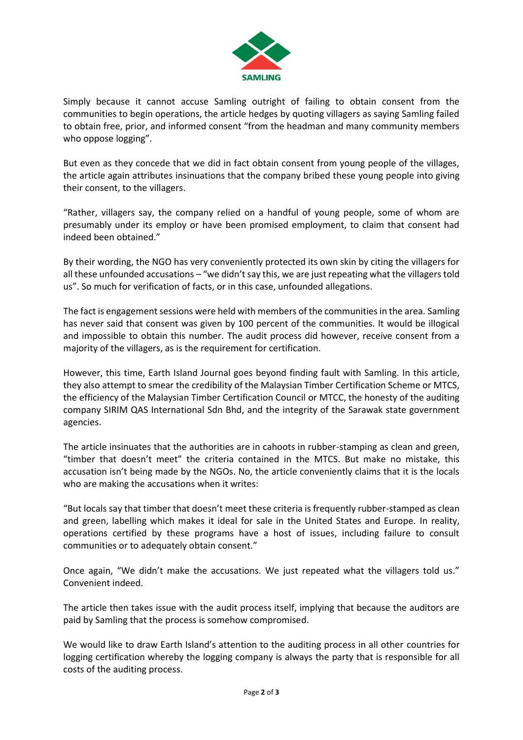Simply because it cannot accuse Samling outright of failing to obtain consent from the communities to begin operations, the article hedges by quoting villagers as saying Samling failed to obtain free, prior, and informed consent "from the headman and many community members who oppose logging".

But even as they concede that we did in fact obtain consent from young people of the villages, the article again attributes insinuations that the company bribed these young people into giving their consent, to the villagers.

"Rather, villagers say, the company relied on a handful of young people, some of whom are presumably under its employ or have been promised employment, to claim that consent had indeed been obtained."

By their wording, the NGO has very conveniently protected its own skin by citing the villagers for all these unfounded accusations – "we didn't say this, we are just repeating what the villagers told us". So much for verification of facts, or in this case, unfounded allegations.

The fact is engagement sessions were held with members of the communities in the area. Samling has never said that consent was given by 100 percent of the communities. It would be illogical and impossible to obtain this number. The audit process did however, receive consent from a majority of the villagers, as is the requirement for certification.

However, this time, Earth Island Journal goes beyond finding fault with Samling. In this article, they also attempt to smear the credibility of the Malaysian Timber Certification Scheme or MTCS, the efficiency of the Malaysian Timber Certification Council or MTCC, the honesty of the auditing company SIRIM QAS International Sdn Bhd, and the integrity of the Sarawak state government agencies.

The article insinuates that the authorities are in cahoots in rubber-stamping as clean and green, "timber that doesn't meet" the criteria contained in the MTCS. But make no mistake, this accusation isn't being made by the NGOs. No, the article conveniently claims that it is the locals who are making the accusations when it writes:

"But locals say that timber that doesn't meet these criteria is frequently rubber-stamped as clean and green, labelling which makes it ideal for sale in the United States and Europe. In reality, operations certified by these programs have a host of issues, including failure to consult communities or to adequately obtain consent."

Once again, "We didn't make the accusations. We just repeated what the villagers told us." Convenient indeed.

The article then takes issue with the audit process itself, implying that because the auditors are paid by Samling that the process is somehow compromised.

We would like to draw Earth Island's attention to the auditing process in all other countries for logging certification whereby the logging company is always the party that is responsible for all costs of the auditing process.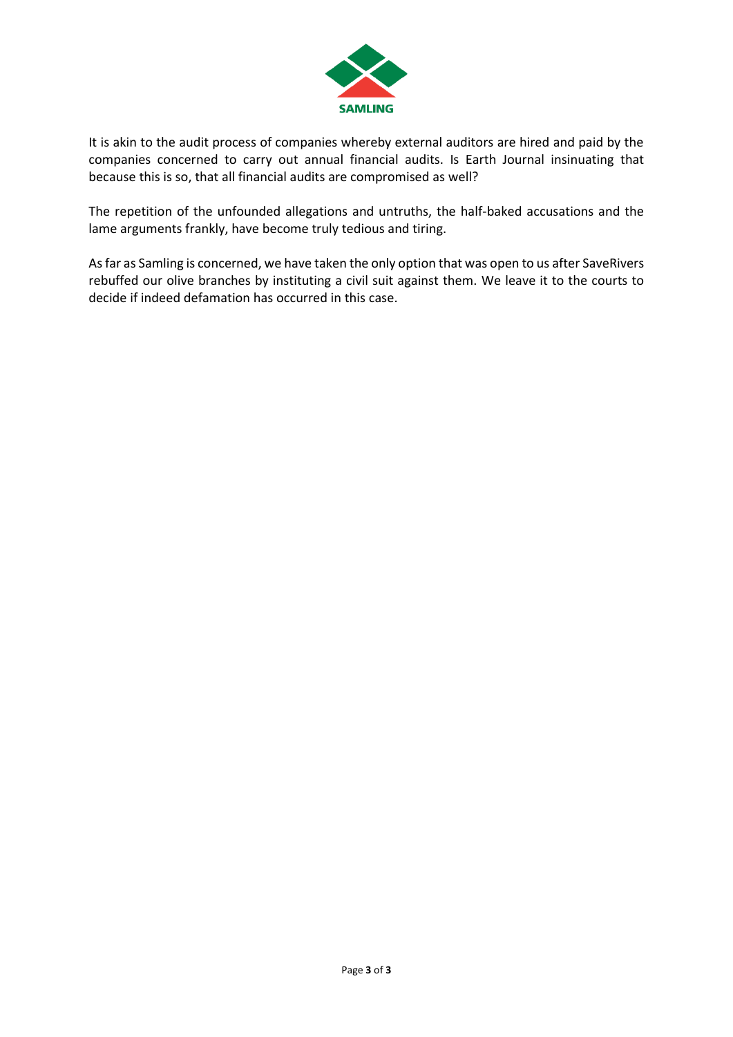It is akin to the audit process of companies whereby external auditors are hired and paid by the companies concerned to carry out annual financial audits. Is Earth Journal insinuating that because this is so, that all financial audits are compromised as well?

The repetition of the unfounded allegations and untruths, the half-baked accusations and the lame arguments frankly, have become truly tedious and tiring.

As far as Samling is concerned, we have taken the only option that was open to us after SaveRivers rebuffed our olive branches by instituting a civil suit against them. We leave it to the courts to decide if indeed defamation has occurred in this case.